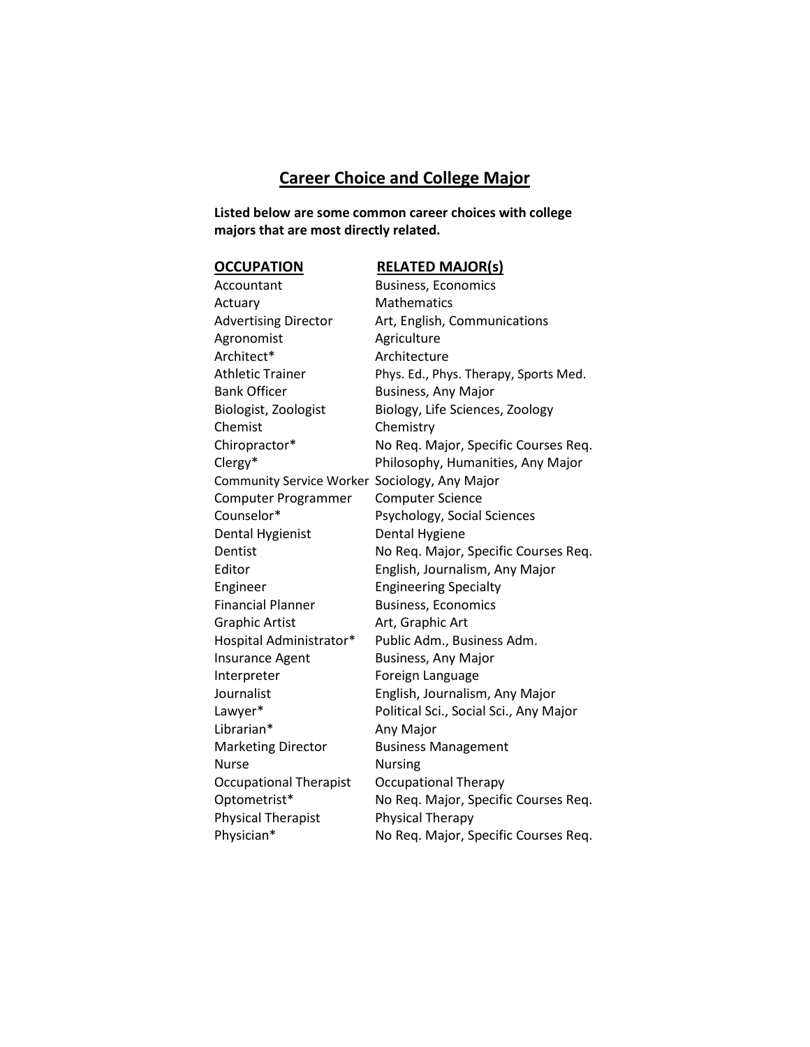# Career Choice and College Major

**Listed below are some common career choices with college majors that are most directly related.**

| OCCUPATION | RELATED MAJOR(s) |
| --- | --- |
| Accountant | Business, Economics |
| Actuary | Mathematics |
| Advertising Director | Art, English, Communications |
| Agronomist | Agriculture |
| Architect* | Architecture |
| Athletic Trainer | Phys. Ed., Phys. Therapy, Sports Med. |
| Bank Officer | Business, Any Major |
| Biologist, Zoologist | Biology, Life Sciences, Zoology |
| Chemist | Chemistry |
| Chiropractor* | No Req. Major, Specific Courses Req. |
| Clergy* | Philosophy, Humanities, Any Major |
| Community Service Worker | Sociology, Any Major |
| Computer Programmer | Computer Science |
| Counselor* | Psychology, Social Sciences |
| Dental Hygienist | Dental Hygiene |
| Dentist | No Req. Major, Specific Courses Req. |
| Editor | English, Journalism, Any Major |
| Engineer | Engineering Specialty |
| Financial Planner | Business, Economics |
| Graphic Artist | Art, Graphic Art |
| Hospital Administrator* | Public Adm., Business Adm. |
| Insurance Agent | Business, Any Major |
| Interpreter | Foreign Language |
| Journalist | English, Journalism, Any Major |
| Lawyer* | Political Sci., Social Sci., Any Major |
| Librarian* | Any Major |
| Marketing Director | Business Management |
| Nurse | Nursing |
| Occupational Therapist | Occupational Therapy |
| Optometrist* | No Req. Major, Specific Courses Req. |
| Physical Therapist | Physical Therapy |
| Physician* | No Req. Major, Specific Courses Req. |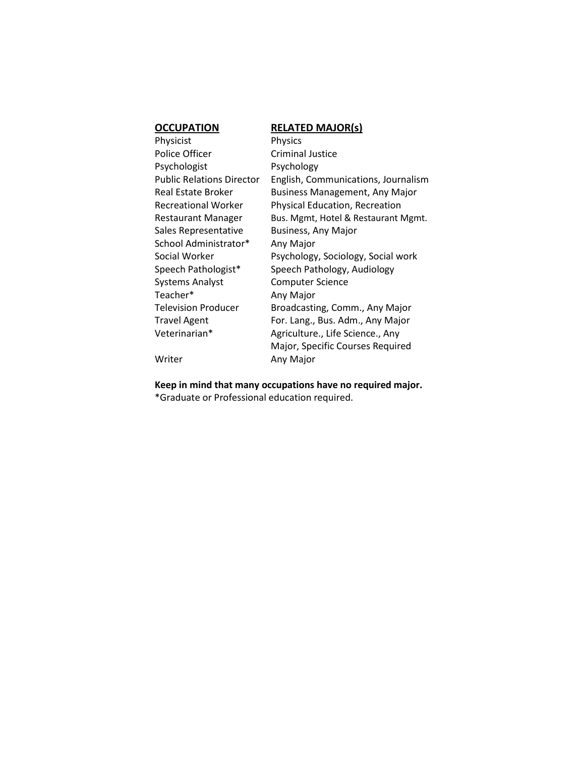| OCCUPATION | RELATED MAJOR(s) |
| --- | --- |
| Physicist | Physics |
| Police Officer | Criminal Justice |
| Psychologist | Psychology |
| Public Relations Director | English, Communications, Journalism |
| Real Estate Broker | Business Management, Any Major |
| Recreational Worker | Physical Education, Recreation |
| Restaurant Manager | Bus. Mgmt, Hotel & Restaurant Mgmt. |
| Sales Representative | Business, Any Major |
| School Administrator* | Any Major |
| Social Worker | Psychology, Sociology, Social work |
| Speech Pathologist* | Speech Pathology, Audiology |
| Systems Analyst | Computer Science |
| Teacher* | Any Major |
| Television Producer | Broadcasting, Comm., Any Major |
| Travel Agent | For. Lang., Bus. Adm., Any Major |
| Veterinarian* | Agriculture., Life Science., Any Major, Specific Courses Required |
| Writer | Any Major |

**Keep in mind that many occupations have no required major.**
*Graduate or Professional education required.